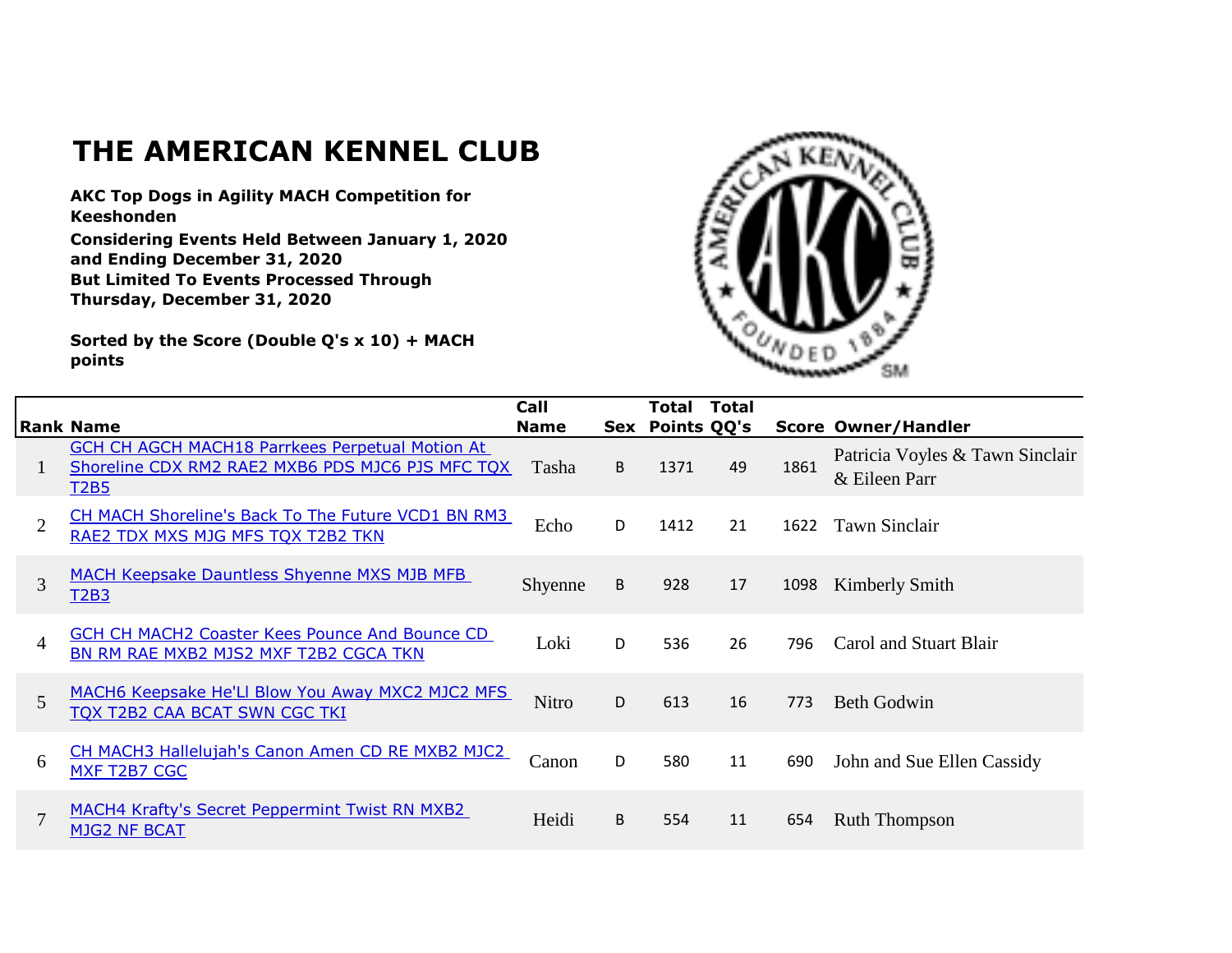# THE AMERICAN KENNEL CLUB

**AKC Top Dogs in Agility MACH Competition for Keeshonden**

**Considering Events Held Between January 1, 2020 and Ending December 31, 2020**
**But Limited To Events Processed Through Thursday, December 31, 2020**

**Sorted by the Score (Double Q's x 10) + MACH points**

| Rank | Name | Call Name | Sex | Total Points | Total QQ's | Score | Owner/Handler |
|---|---|---|---|---|---|---|---|
| 1 | GCH CH AGCH MACH18 Parrkees Perpetual Motion At Shoreline CDX RM2 RAE2 MXB6 PDS MJC6 PJS MFC TQX T2B5 | Tasha | B | 1371 | 49 | 1861 | Patricia Voyles & Tawn Sinclair & Eileen Parr |
| 2 | CH MACH Shoreline's Back To The Future VCD1 BN RM3 RAE2 TDX MXS MJG MFS TQX T2B2 TKN | Echo | D | 1412 | 21 | 1622 | Tawn Sinclair |
| 3 | MACH Keepsake Dauntless Shyenne MXS MJB MFB T2B3 | Shyenne | B | 928 | 17 | 1098 | Kimberly Smith |
| 4 | GCH CH MACH2 Coaster Kees Pounce And Bounce CD BN RM RAE MXB2 MJS2 MXF T2B2 CGCA TKN | Loki | D | 536 | 26 | 796 | Carol and Stuart Blair |
| 5 | MACH6 Keepsake He'Ll Blow You Away MXC2 MJC2 MFS TQX T2B2 CAA BCAT SWN CGC TKI | Nitro | D | 613 | 16 | 773 | Beth Godwin |
| 6 | CH MACH3 Hallelujah's Canon Amen CD RE MXB2 MJC2 MXF T2B7 CGC | Canon | D | 580 | 11 | 690 | John and Sue Ellen Cassidy |
| 7 | MACH4 Krafty's Secret Peppermint Twist RN MXB2 MJG2 NF BCAT | Heidi | B | 554 | 11 | 654 | Ruth Thompson |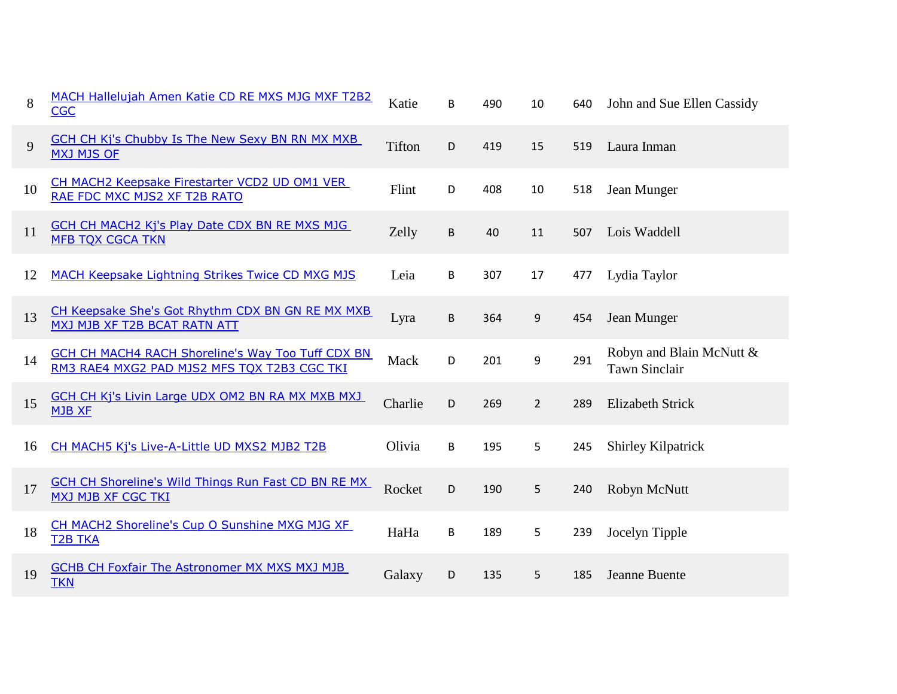| | | | | | | | |
|---|---|---|---|---|---|---|---|
| 8 | MACH Hallelujah Amen Katie CD RE MXS MJG MXF T2B2 CGC | Katie | B | 490 | 10 | 640 | John and Sue Ellen Cassidy |
| 9 | GCH CH Kj's Chubby Is The New Sexy BN RN MX MXB MXJ MJS OF | Tifton | D | 419 | 15 | 519 | Laura Inman |
| 10 | CH MACH2 Keepsake Firestarter VCD2 UD OM1 VER RAE FDC MXC MJS2 XF T2B RATO | Flint | D | 408 | 10 | 518 | Jean Munger |
| 11 | GCH CH MACH2 Kj's Play Date CDX BN RE MXS MJG MFB TQX CGCA TKN | Zelly | B | 40 | 11 | 507 | Lois Waddell |
| 12 | MACH Keepsake Lightning Strikes Twice CD MXG MJS | Leia | B | 307 | 17 | 477 | Lydia Taylor |
| 13 | CH Keepsake She's Got Rhythm CDX BN GN RE MX MXB MXJ MJB XF T2B BCAT RATN ATT | Lyra | B | 364 | 9 | 454 | Jean Munger |
| 14 | GCH CH MACH4 RACH Shoreline's Way Too Tuff CDX BN RM3 RAE4 MXG2 PAD MJS2 MFS TQX T2B3 CGC TKI | Mack | D | 201 | 9 | 291 | Robyn and Blain McNutt & Tawn Sinclair |
| 15 | GCH CH Kj's Livin Large UDX OM2 BN RA MX MXB MXJ MJB XF | Charlie | D | 269 | 2 | 289 | Elizabeth Strick |
| 16 | CH MACH5 Kj's Live-A-Little UD MXS2 MJB2 T2B | Olivia | B | 195 | 5 | 245 | Shirley Kilpatrick |
| 17 | GCH CH Shoreline's Wild Things Run Fast CD BN RE MX MXJ MJB XF CGC TKI | Rocket | D | 190 | 5 | 240 | Robyn McNutt |
| 18 | CH MACH2 Shoreline's Cup O Sunshine MXG MJG XF T2B TKA | HaHa | B | 189 | 5 | 239 | Jocelyn Tipple |
| 19 | GCHB CH Foxfair The Astronomer MX MXS MXJ MJB TKN | Galaxy | D | 135 | 5 | 185 | Jeanne Buente |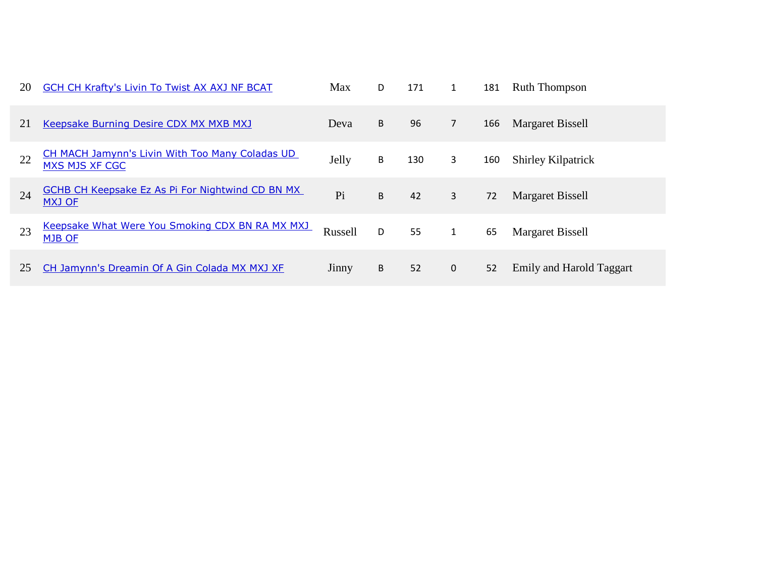| | | | | | | | |
|---|---|---|---|---|---|---|---|
| 20 | GCH CH Krafty's Livin To Twist AX AXJ NF BCAT | Max | D | 171 | 1 | 181 | Ruth Thompson |
| 21 | Keepsake Burning Desire CDX MX MXB MXJ | Deva | B | 96 | 7 | 166 | Margaret Bissell |
| 22 | CH MACH Jamynn's Livin With Too Many Coladas UD MXS MJS XF CGC | Jelly | B | 130 | 3 | 160 | Shirley Kilpatrick |
| 24 | GCHB CH Keepsake Ez As Pi For Nightwind CD BN MX MXJ OF | Pi | B | 42 | 3 | 72 | Margaret Bissell |
| 23 | Keepsake What Were You Smoking CDX BN RA MX MXJ MJB OF | Russell | D | 55 | 1 | 65 | Margaret Bissell |
| 25 | CH Jamynn's Dreamin Of A Gin Colada MX MXJ XF | Jinny | B | 52 | 0 | 52 | Emily and Harold Taggart |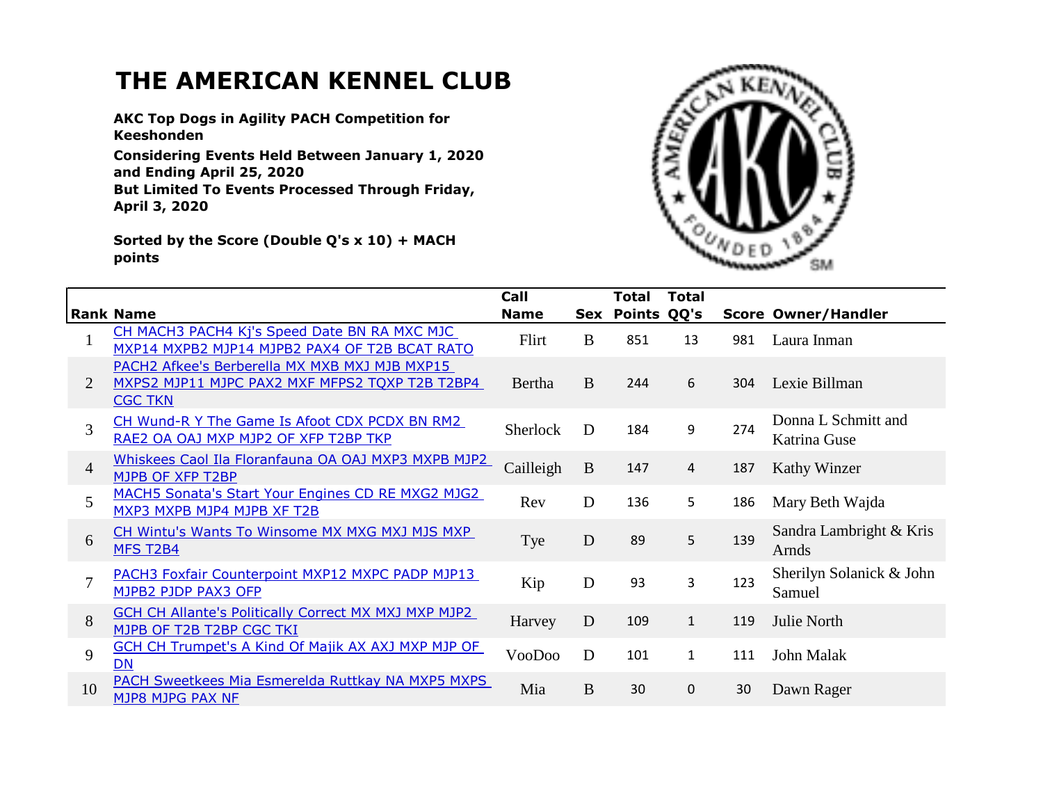# THE AMERICAN KENNEL CLUB

**AKC Top Dogs in Agility PACH Competition for Keeshonden**

**Considering Events Held Between January 1, 2020 and Ending April 25, 2020**
**But Limited To Events Processed Through Friday, April 3, 2020**

**Sorted by the Score (Double Q's x 10) + MACH points**

| Rank | Name | Call Name | Sex | Total Points | Total QQ's | Score | Owner/Handler |
|---|---|---|---|---|---|---|---|
| 1 | CH MACH3 PACH4 Kj's Speed Date BN RA MXC MJC MXP14 MXPB2 MJP14 MJPB2 PAX4 OF T2B BCAT RATO | Flirt | B | 851 | 13 | 981 | Laura Inman |
| 2 | PACH2 Afkee's Berberella MX MXB MXJ MJB MXP15 MXPS2 MJP11 MJPC PAX2 MXF MFPS2 TQXP T2B T2BP4 CGC TKN | Bertha | B | 244 | 6 | 304 | Lexie Billman |
| 3 | CH Wund-R Y The Game Is Afoot CDX PCDX BN RM2 RAE2 OA OAJ MXP MJP2 OF XFP T2BP TKP | Sherlock | D | 184 | 9 | 274 | Donna L Schmitt and Katrina Guse |
| 4 | Whiskees Caol Ila Floranfauna OA OAJ MXP3 MXPB MJP2 MJPB OF XFP T2BP | Cailleigh | B | 147 | 4 | 187 | Kathy Winzer |
| 5 | MACH5 Sonata's Start Your Engines CD RE MXG2 MJG2 MXP3 MXPB MJP4 MJPB XF T2B | Rev | D | 136 | 5 | 186 | Mary Beth Wajda |
| 6 | CH Wintu's Wants To Winsome MX MXG MXJ MJS MXP MFS T2B4 | Tye | D | 89 | 5 | 139 | Sandra Lambright & Kris Arnds |
| 7 | PACH3 Foxfair Counterpoint MXP12 MXPC PADP MJP13 MJPB2 PJDP PAX3 OFP | Kip | D | 93 | 3 | 123 | Sherilyn Solanick & John Samuel |
| 8 | GCH CH Allante's Politically Correct MX MXJ MXP MJP2 MJPB OF T2B T2BP CGC TKI | Harvey | D | 109 | 1 | 119 | Julie North |
| 9 | GCH CH Trumpet's A Kind Of Majik AX AXJ MXP MJP OF DN | VooDoo | D | 101 | 1 | 111 | John Malak |
| 10 | PACH Sweetkees Mia Esmerelda Ruttkay NA MXP5 MXPS MJP8 MJPG PAX NF | Mia | B | 30 | 0 | 30 | Dawn Rager |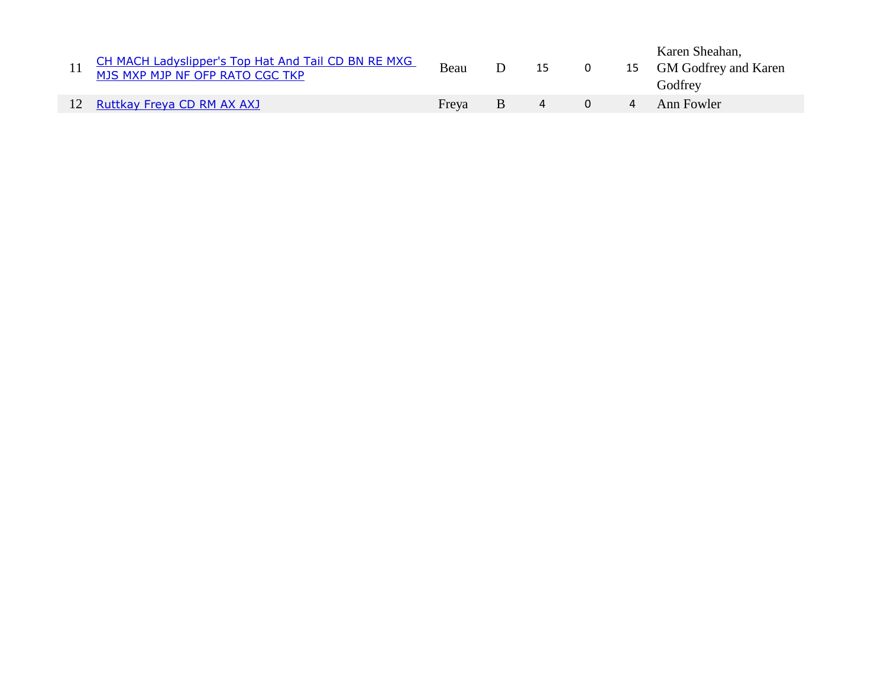| | | | | | | | |
|---|---|---|---|---|---|---|---|
| 11 | CH MACH Ladyslipper's Top Hat And Tail CD BN RE MXG MJS MXP MJP NF OFP RATO CGC TKP | Beau | D | 15 | 0 | 15 | Karen Sheahan, GM Godfrey and Karen Godfrey |
| 12 | Ruttkay Freya CD RM AX AXJ | Freya | B | 4 | 0 | 4 | Ann Fowler |